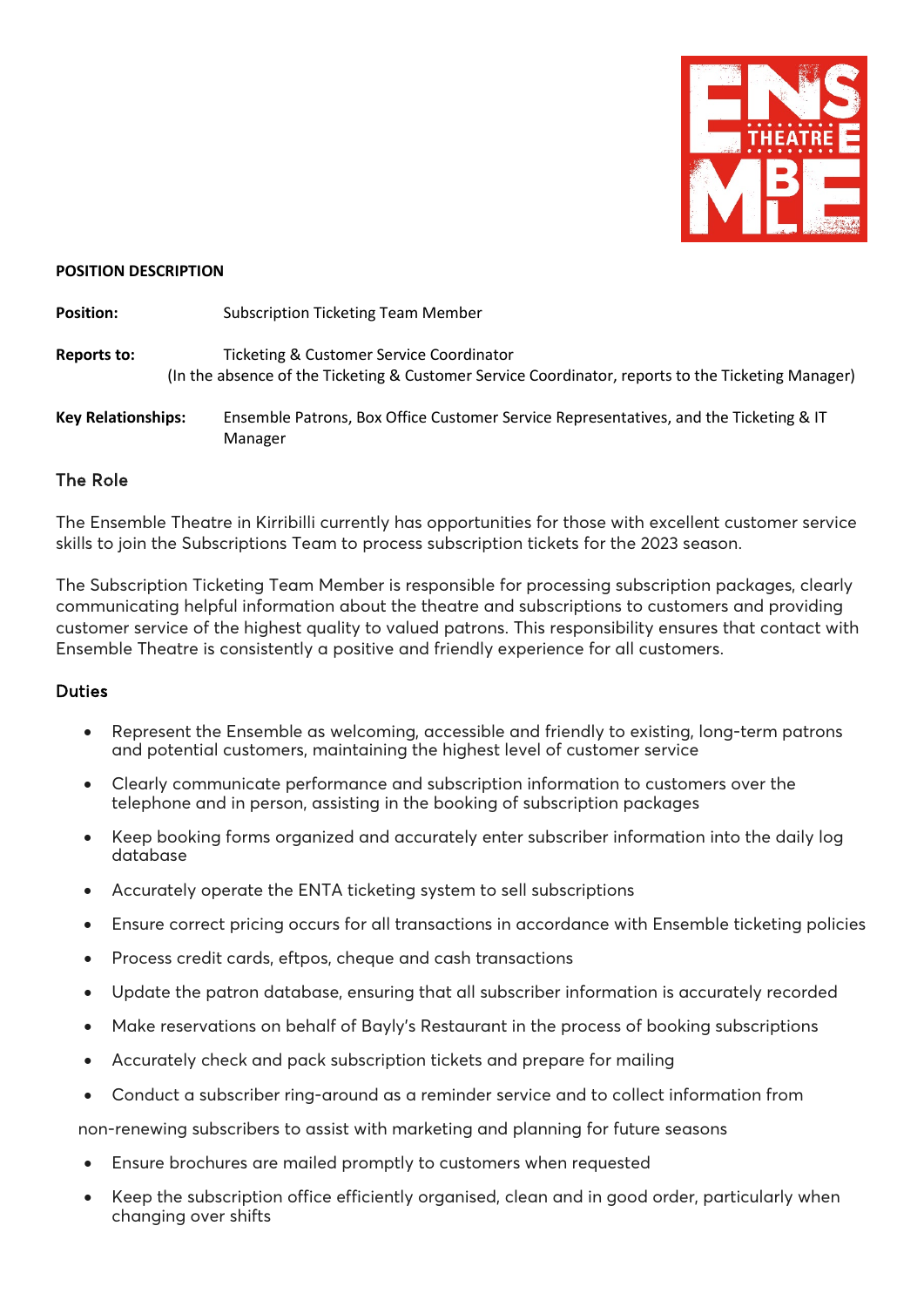**POSITION DESCRIPTION**

**Position:** Subscription Ticketing Team Member

**Reports to:** Ticketing & Customer Service Coordinator
(In the absence of the Ticketing & Customer Service Coordinator, reports to the Ticketing Manager)

**Key Relationships:** Ensemble Patrons, Box Office Customer Service Representatives, and the Ticketing & IT Manager

## The Role

The Ensemble Theatre in Kirribilli currently has opportunities for those with excellent customer service skills to join the Subscriptions Team to process subscription tickets for the 2023 season.

The Subscription Ticketing Team Member is responsible for processing subscription packages, clearly communicating helpful information about the theatre and subscriptions to customers and providing customer service of the highest quality to valued patrons. This responsibility ensures that contact with Ensemble Theatre is consistently a positive and friendly experience for all customers.

## Duties

- Represent the Ensemble as welcoming, accessible and friendly to existing, long-term patrons and potential customers, maintaining the highest level of customer service
- Clearly communicate performance and subscription information to customers over the telephone and in person, assisting in the booking of subscription packages
- Keep booking forms organized and accurately enter subscriber information into the daily log database
- Accurately operate the ENTA ticketing system to sell subscriptions
- Ensure correct pricing occurs for all transactions in accordance with Ensemble ticketing policies
- Process credit cards, eftpos, cheque and cash transactions
- Update the patron database, ensuring that all subscriber information is accurately recorded
- Make reservations on behalf of Bayly's Restaurant in the process of booking subscriptions
- Accurately check and pack subscription tickets and prepare for mailing
- Conduct a subscriber ring-around as a reminder service and to collect information from non-renewing subscribers to assist with marketing and planning for future seasons
- Ensure brochures are mailed promptly to customers when requested
- Keep the subscription office efficiently organised, clean and in good order, particularly when changing over shifts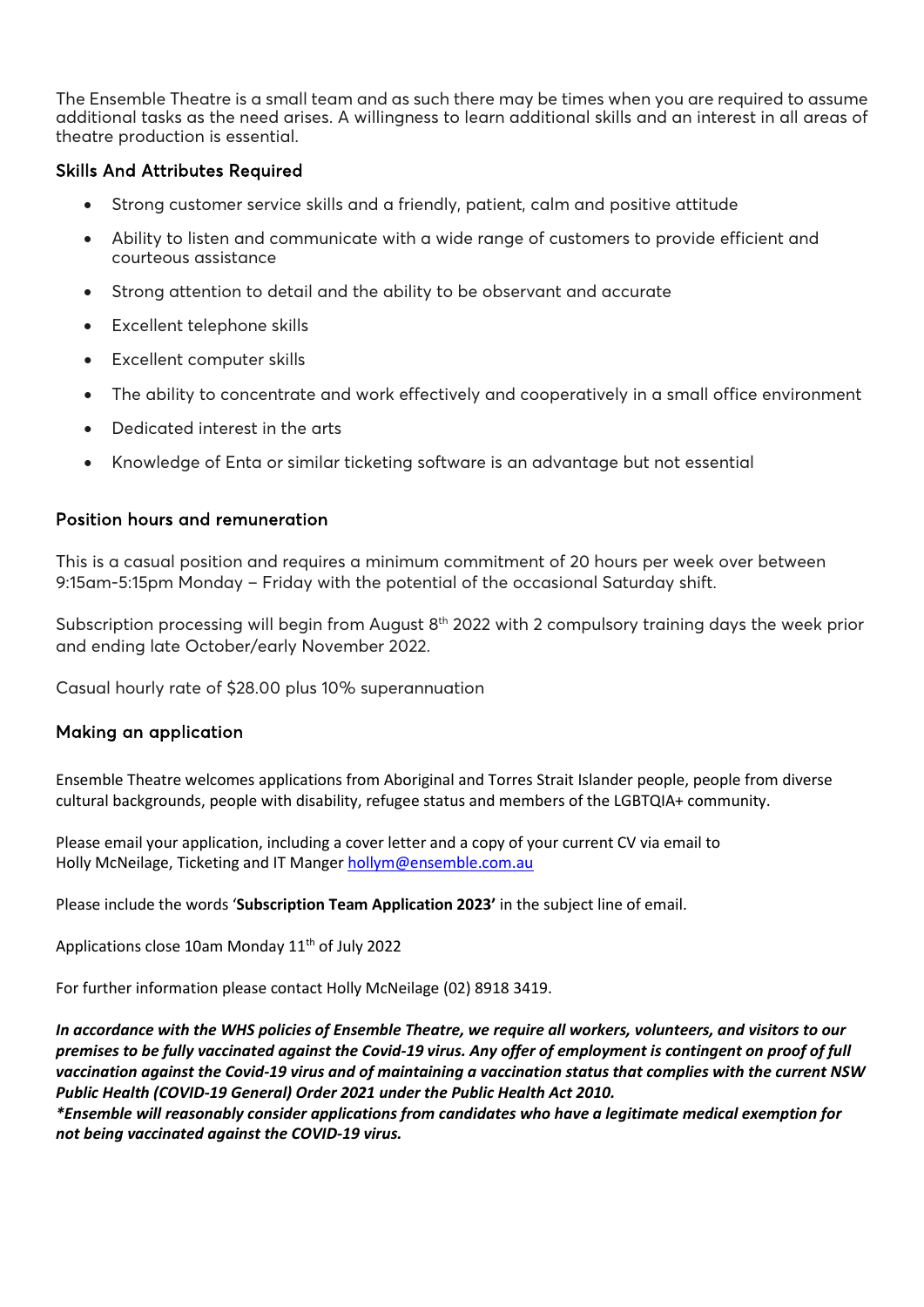The Ensemble Theatre is a small team and as such there may be times when you are required to assume additional tasks as the need arises. A willingness to learn additional skills and an interest in all areas of theatre production is essential.

### Skills And Attributes Required

- Strong customer service skills and a friendly, patient, calm and positive attitude
- Ability to listen and communicate with a wide range of customers to provide efficient and courteous assistance
- Strong attention to detail and the ability to be observant and accurate
- Excellent telephone skills
- Excellent computer skills
- The ability to concentrate and work effectively and cooperatively in a small office environment
- Dedicated interest in the arts
- Knowledge of Enta or similar ticketing software is an advantage but not essential

### Position hours and remuneration

This is a casual position and requires a minimum commitment of 20 hours per week over between 9:15am-5:15pm Monday – Friday with the potential of the occasional Saturday shift.

Subscription processing will begin from August 8th 2022 with 2 compulsory training days the week prior and ending late October/early November 2022.

Casual hourly rate of $28.00 plus 10% superannuation

### Making an application

Ensemble Theatre welcomes applications from Aboriginal and Torres Strait Islander people, people from diverse cultural backgrounds, people with disability, refugee status and members of the LGBTQIA+ community.

Please email your application, including a cover letter and a copy of your current CV via email to Holly McNeilage, Ticketing and IT Manger hollym@ensemble.com.au

Please include the words '**Subscription Team Application 2023'** in the subject line of email.

Applications close 10am Monday 11th of July 2022

For further information please contact Holly McNeilage (02) 8918 3419.

***In accordance with the WHS policies of Ensemble Theatre, we require all workers, volunteers, and visitors to our premises to be fully vaccinated against the Covid-19 virus. Any offer of employment is contingent on proof of full vaccination against the Covid-19 virus and of maintaining a vaccination status that complies with the current NSW Public Health (COVID-19 General) Order 2021 under the Public Health Act 2010.***

***\*Ensemble will reasonably consider applications from candidates who have a legitimate medical exemption for not being vaccinated against the COVID-19 virus.***